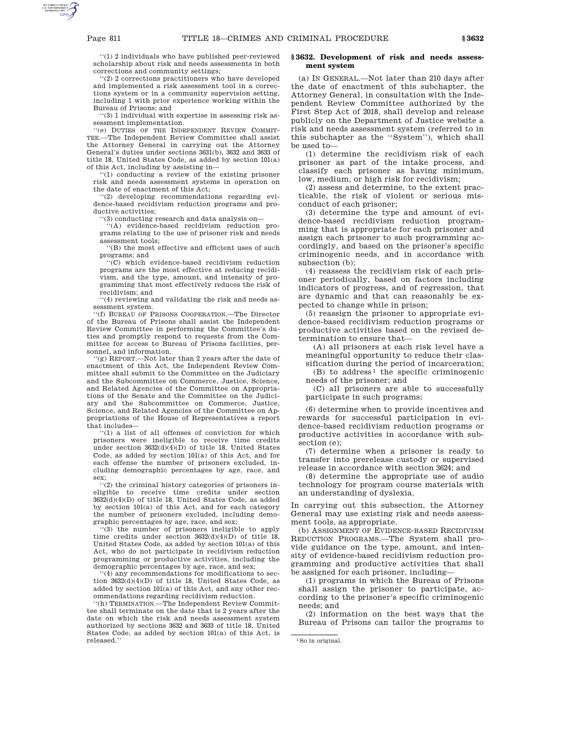"(1) 2 individuals who have published peer-reviewed scholarship about risk and needs assessments in both corrections and community settings;

"(2) 2 corrections practitioners who have developed and implemented a risk assessment tool in a corrections system or in a community supervision setting, including 1 with prior experience working within the Bureau of Prisons; and

"(3) 1 individual with expertise in assessing risk assessment implementation.

"(e) DUTIES OF THE INDEPENDENT REVIEW COMMITTEE.—The Independent Review Committee shall assist the Attorney General in carrying out the Attorney General's duties under sections 3631(b), 3632 and 3633 of title 18, United States Code, as added by section 101(a) of this Act, including by assisting in—

"(1) conducting a review of the existing prisoner risk and needs assessment systems in operation on the date of enactment of this Act;

"(2) developing recommendations regarding evidence-based recidivism reduction programs and productive activities;

"(3) conducting research and data analysis on—

"(A) evidence-based recidivism reduction programs relating to the use of prisoner risk and needs assessment tools;

"(B) the most effective and efficient uses of such programs; and

"(C) which evidence-based recidivism reduction programs are the most effective at reducing recidivism, and the type, amount, and intensity of programming that most effectively reduces the risk of recidivism; and

"(4) reviewing and validating the risk and needs assessment system.

"(f) BUREAU OF PRISONS COOPERATION.—The Director of the Bureau of Prisons shall assist the Independent Review Committee in performing the Committee's duties and promptly respond to requests from the Committee for access to Bureau of Prisons facilities, personnel, and information.

"(g) REPORT.—Not later than 2 years after the date of enactment of this Act, the Independent Review Committee shall submit to the Committee on the Judiciary and the Subcommittee on Commerce, Justice, Science, and Related Agencies of the Committee on Appropriations of the Senate and the Committee on the Judiciary and the Subcommittee on Commerce, Justice, Science, and Related Agencies of the Committee on Appropriations of the House of Representatives a report that includes—

"(1) a list of all offenses of conviction for which prisoners were ineligible to receive time credits under section 3632(d)(4)(D) of title 18, United States Code, as added by section 101(a) of this Act, and for each offense the number of prisoners excluded, including demographic percentages by age, race, and sex;

"(2) the criminal history categories of prisoners ineligible to receive time credits under section 3632(d)(4)(D) of title 18, United States Code, as added by section 101(a) of this Act, and for each category the number of prisoners excluded, including demographic percentages by age, race, and sex;

"(3) the number of prisoners ineligible to apply time credits under section 3632(d)(4)(D) of title 18, United States Code, as added by section 101(a) of this Act, who do not participate in recidivism reduction programming or productive activities, including the demographic percentages by age, race, and sex;

"(4) any recommendations for modifications to section 3632(d)(4)(D) of title 18, United States Code, as added by section 101(a) of this Act, and any other recommendations regarding recidivism reduction.

"(h) TERMINATION.—The Independent Review Committee shall terminate on the date that is 2 years after the date on which the risk and needs assessment system authorized by sections 3632 and 3633 of title 18, United States Code, as added by section 101(a) of this Act, is released."

### § 3632. Development of risk and needs assessment system

(a) IN GENERAL.—Not later than 210 days after the date of enactment of this subchapter, the Attorney General, in consultation with the Independent Review Committee authorized by the First Step Act of 2018, shall develop and release publicly on the Department of Justice website a risk and needs assessment system (referred to in this subchapter as the "System"), which shall be used to—

(1) determine the recidivism risk of each prisoner as part of the intake process, and classify each prisoner as having minimum, low, medium, or high risk for recidivism;

(2) assess and determine, to the extent practicable, the risk of violent or serious misconduct of each prisoner;

(3) determine the type and amount of evidence-based recidivism reduction programming that is appropriate for each prisoner and assign each prisoner to such programming accordingly, and based on the prisoner's specific criminogenic needs, and in accordance with subsection (b);

(4) reassess the recidivism risk of each prisoner periodically, based on factors including indicators of progress, and of regression, that are dynamic and that can reasonably be expected to change while in prison;

(5) reassign the prisoner to appropriate evidence-based recidivism reduction programs or productive activities based on the revised determination to ensure that—

(A) all prisoners at each risk level have a meaningful opportunity to reduce their classification during the period of incarceration;

(B) to address[1] the specific criminogenic needs of the prisoner; and

(C) all prisoners are able to successfully participate in such programs;

(6) determine when to provide incentives and rewards for successful participation in evidence-based recidivism reduction programs or productive activities in accordance with subsection (e);

(7) determine when a prisoner is ready to transfer into prerelease custody or supervised release in accordance with section 3624; and

(8) determine the appropriate use of audio technology for program course materials with an understanding of dyslexia.

In carrying out this subsection, the Attorney General may use existing risk and needs assessment tools, as appropriate.

(b) ASSIGNMENT OF EVIDENCE-BASED RECIDIVISM REDUCTION PROGRAMS.—The System shall provide guidance on the type, amount, and intensity of evidence-based recidivism reduction programming and productive activities that shall be assigned for each prisoner, including—

(1) programs in which the Bureau of Prisons shall assign the prisoner to participate, according to the prisoner's specific criminogenic needs; and

(2) information on the best ways that the Bureau of Prisons can tailor the programs to

[1] So in original.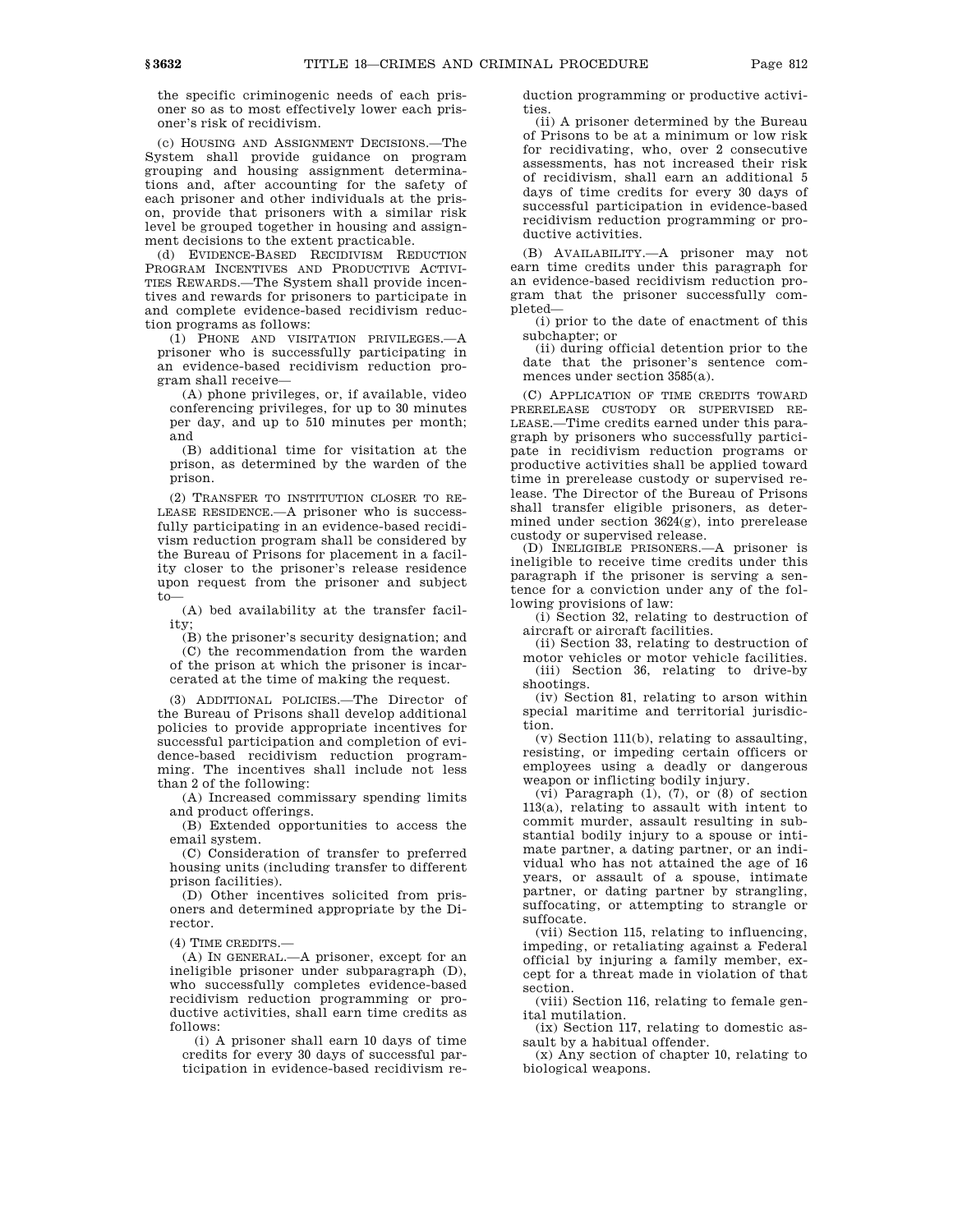the specific criminogenic needs of each prisoner so as to most effectively lower each prisoner's risk of recidivism.

(c) HOUSING AND ASSIGNMENT DECISIONS.—The System shall provide guidance on program grouping and housing assignment determinations and, after accounting for the safety of each prisoner and other individuals at the prison, provide that prisoners with a similar risk level be grouped together in housing and assignment decisions to the extent practicable.

(d) EVIDENCE-BASED RECIDIVISM REDUCTION PROGRAM INCENTIVES AND PRODUCTIVE ACTIVITIES REWARDS.—The System shall provide incentives and rewards for prisoners to participate in and complete evidence-based recidivism reduction programs as follows:

(1) PHONE AND VISITATION PRIVILEGES.—A prisoner who is successfully participating in an evidence-based recidivism reduction program shall receive—

(A) phone privileges, or, if available, video conferencing privileges, for up to 30 minutes per day, and up to 510 minutes per month; and

(B) additional time for visitation at the prison, as determined by the warden of the prison.

(2) TRANSFER TO INSTITUTION CLOSER TO RELEASE RESIDENCE.—A prisoner who is successfully participating in an evidence-based recidivism reduction program shall be considered by the Bureau of Prisons for placement in a facility closer to the prisoner's release residence upon request from the prisoner and subject to—

(A) bed availability at the transfer facility;

(B) the prisoner's security designation; and

(C) the recommendation from the warden of the prison at which the prisoner is incarcerated at the time of making the request.

(3) ADDITIONAL POLICIES.—The Director of the Bureau of Prisons shall develop additional policies to provide appropriate incentives for successful participation and completion of evidence-based recidivism reduction programming. The incentives shall include not less than 2 of the following:

(A) Increased commissary spending limits and product offerings.

(B) Extended opportunities to access the email system.

(C) Consideration of transfer to preferred housing units (including transfer to different prison facilities).

(D) Other incentives solicited from prisoners and determined appropriate by the Director.

(4) TIME CREDITS.—

(A) IN GENERAL.—A prisoner, except for an ineligible prisoner under subparagraph (D), who successfully completes evidence-based recidivism reduction programming or productive activities, shall earn time credits as follows:

(i) A prisoner shall earn 10 days of time credits for every 30 days of successful participation in evidence-based recidivism reduction programming or productive activities.

(ii) A prisoner determined by the Bureau of Prisons to be at a minimum or low risk for recidivating, who, over 2 consecutive assessments, has not increased their risk of recidivism, shall earn an additional 5 days of time credits for every 30 days of successful participation in evidence-based recidivism reduction programming or productive activities.

(B) AVAILABILITY.—A prisoner may not earn time credits under this paragraph for an evidence-based recidivism reduction program that the prisoner successfully completed—

(i) prior to the date of enactment of this subchapter; or

(ii) during official detention prior to the date that the prisoner's sentence commences under section 3585(a).

(C) APPLICATION OF TIME CREDITS TOWARD PRERELEASE CUSTODY OR SUPERVISED RELEASE.—Time credits earned under this paragraph by prisoners who successfully participate in recidivism reduction programs or productive activities shall be applied toward time in prerelease custody or supervised release. The Director of the Bureau of Prisons shall transfer eligible prisoners, as determined under section 3624(g), into prerelease custody or supervised release.

(D) INELIGIBLE PRISONERS.—A prisoner is ineligible to receive time credits under this paragraph if the prisoner is serving a sentence for a conviction under any of the following provisions of law:

(i) Section 32, relating to destruction of aircraft or aircraft facilities.

(ii) Section 33, relating to destruction of motor vehicles or motor vehicle facilities.

(iii) Section 36, relating to drive-by shootings.

(iv) Section 81, relating to arson within special maritime and territorial jurisdiction.

(v) Section 111(b), relating to assaulting, resisting, or impeding certain officers or employees using a deadly or dangerous weapon or inflicting bodily injury.

(vi) Paragraph (1), (7), or (8) of section 113(a), relating to assault with intent to commit murder, assault resulting in substantial bodily injury to a spouse or intimate partner, a dating partner, or an individual who has not attained the age of 16 years, or assault of a spouse, intimate partner, or dating partner by strangling, suffocating, or attempting to strangle or suffocate.

(vii) Section 115, relating to influencing, impeding, or retaliating against a Federal official by injuring a family member, except for a threat made in violation of that section.

(viii) Section 116, relating to female genital mutilation.

(ix) Section 117, relating to domestic assault by a habitual offender.

(x) Any section of chapter 10, relating to biological weapons.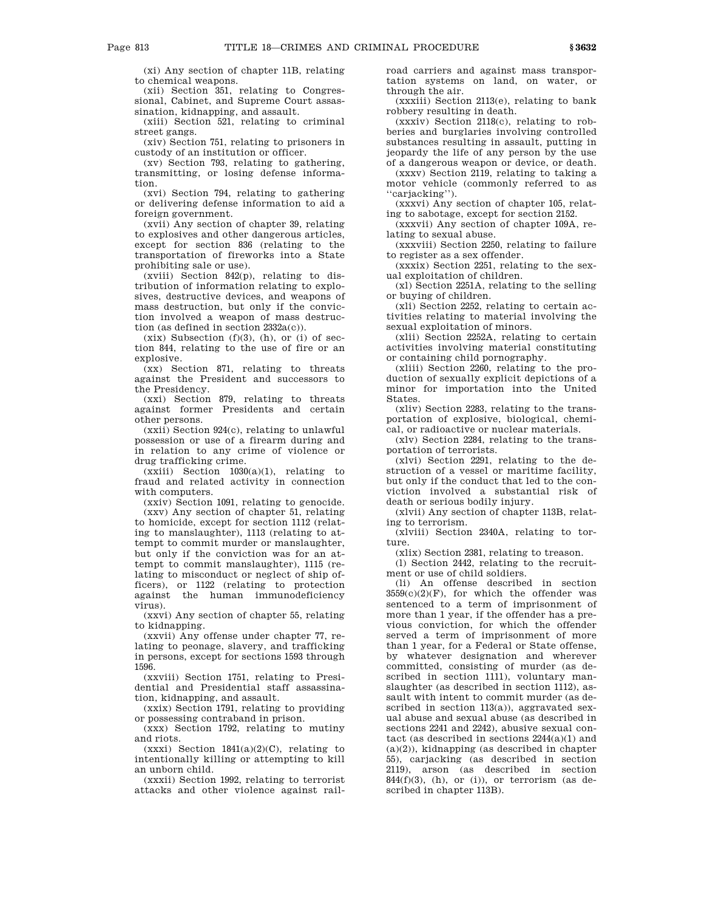(xi) Any section of chapter 11B, relating to chemical weapons.

(xii) Section 351, relating to Congressional, Cabinet, and Supreme Court assassination, kidnapping, and assault.

(xiii) Section 521, relating to criminal street gangs.

(xiv) Section 751, relating to prisoners in custody of an institution or officer.

(xv) Section 793, relating to gathering, transmitting, or losing defense information.

(xvi) Section 794, relating to gathering or delivering defense information to aid a foreign government.

(xvii) Any section of chapter 39, relating to explosives and other dangerous articles, except for section 836 (relating to the transportation of fireworks into a State prohibiting sale or use).

(xviii) Section 842(p), relating to distribution of information relating to explosives, destructive devices, and weapons of mass destruction, but only if the conviction involved a weapon of mass destruction (as defined in section 2332a(c)).

(xix) Subsection (f)(3), (h), or (i) of section 844, relating to the use of fire or an explosive.

(xx) Section 871, relating to threats against the President and successors to the Presidency.

(xxi) Section 879, relating to threats against former Presidents and certain other persons.

(xxii) Section 924(c), relating to unlawful possession or use of a firearm during and in relation to any crime of violence or drug trafficking crime.

(xxiii) Section 1030(a)(1), relating to fraud and related activity in connection with computers.

(xxiv) Section 1091, relating to genocide.

(xxv) Any section of chapter 51, relating to homicide, except for section 1112 (relating to manslaughter), 1113 (relating to attempt to commit murder or manslaughter, but only if the conviction was for an attempt to commit manslaughter), 1115 (relating to misconduct or neglect of ship officers), or 1122 (relating to protection against the human immunodeficiency virus).

(xxvi) Any section of chapter 55, relating to kidnapping.

(xxvii) Any offense under chapter 77, relating to peonage, slavery, and trafficking in persons, except for sections 1593 through 1596.

(xxviii) Section 1751, relating to Presidential and Presidential staff assassination, kidnapping, and assault.

(xxix) Section 1791, relating to providing or possessing contraband in prison.

(xxx) Section 1792, relating to mutiny and riots.

(xxxi) Section 1841(a)(2)(C), relating to intentionally killing or attempting to kill an unborn child.

(xxxii) Section 1992, relating to terrorist attacks and other violence against railroad carriers and against mass transportation systems on land, on water, or through the air.

(xxxiii) Section 2113(e), relating to bank robbery resulting in death.

(xxxiv) Section 2118(c), relating to robberies and burglaries involving controlled substances resulting in assault, putting in jeopardy the life of any person by the use of a dangerous weapon or device, or death.

(xxxv) Section 2119, relating to taking a motor vehicle (commonly referred to as "carjacking").

(xxxvi) Any section of chapter 105, relating to sabotage, except for section 2152.

(xxxvii) Any section of chapter 109A, relating to sexual abuse.

(xxxviii) Section 2250, relating to failure to register as a sex offender.

(xxxix) Section 2251, relating to the sexual exploitation of children.

(xl) Section 2251A, relating to the selling or buying of children.

(xli) Section 2252, relating to certain activities relating to material involving the sexual exploitation of minors.

(xlii) Section 2252A, relating to certain activities involving material constituting or containing child pornography.

(xliii) Section 2260, relating to the production of sexually explicit depictions of a minor for importation into the United States.

(xliv) Section 2283, relating to the transportation of explosive, biological, chemical, or radioactive or nuclear materials.

(xlv) Section 2284, relating to the transportation of terrorists.

(xlvi) Section 2291, relating to the destruction of a vessel or maritime facility, but only if the conduct that led to the conviction involved a substantial risk of death or serious bodily injury.

(xlvii) Any section of chapter 113B, relating to terrorism.

(xlviii) Section 2340A, relating to torture.

(xlix) Section 2381, relating to treason.

(l) Section 2442, relating to the recruitment or use of child soldiers.

(li) An offense described in section 3559(c)(2)(F), for which the offender was sentenced to a term of imprisonment of more than 1 year, if the offender has a previous conviction, for which the offender served a term of imprisonment of more than 1 year, for a Federal or State offense, by whatever designation and wherever committed, consisting of murder (as described in section 1111), voluntary manslaughter (as described in section 1112), assault with intent to commit murder (as described in section 113(a)), aggravated sexual abuse and sexual abuse (as described in sections 2241 and 2242), abusive sexual contact (as described in sections 2244(a)(1) and (a)(2)), kidnapping (as described in chapter 55), carjacking (as described in section 2119), arson (as described in section 844(f)(3), (h), or (i)), or terrorism (as described in chapter 113B).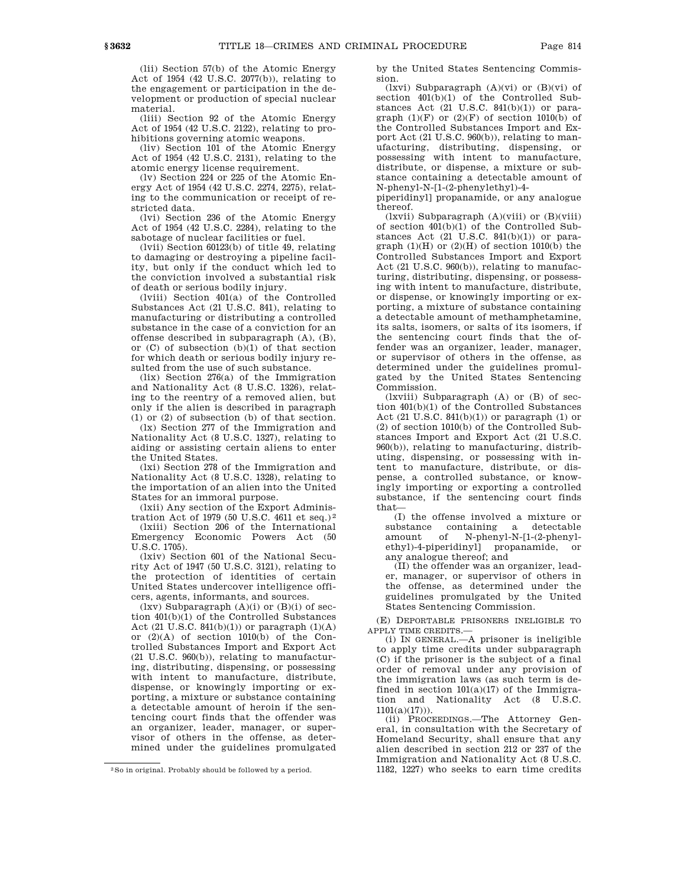(lii) Section 57(b) of the Atomic Energy Act of 1954 (42 U.S.C. 2077(b)), relating to the engagement or participation in the development or production of special nuclear material.

(liii) Section 92 of the Atomic Energy Act of 1954 (42 U.S.C. 2122), relating to prohibitions governing atomic weapons.

(liv) Section 101 of the Atomic Energy Act of 1954 (42 U.S.C. 2131), relating to the atomic energy license requirement.

(lv) Section 224 or 225 of the Atomic Energy Act of 1954 (42 U.S.C. 2274, 2275), relating to the communication or receipt of restricted data.

(lvi) Section 236 of the Atomic Energy Act of 1954 (42 U.S.C. 2284), relating to the sabotage of nuclear facilities or fuel.

(lvii) Section 60123(b) of title 49, relating to damaging or destroying a pipeline facility, but only if the conduct which led to the conviction involved a substantial risk of death or serious bodily injury.

(lviii) Section 401(a) of the Controlled Substances Act (21 U.S.C. 841), relating to manufacturing or distributing a controlled substance in the case of a conviction for an offense described in subparagraph (A), (B), or (C) of subsection (b)(1) of that section for which death or serious bodily injury resulted from the use of such substance.

(lix) Section 276(a) of the Immigration and Nationality Act (8 U.S.C. 1326), relating to the reentry of a removed alien, but only if the alien is described in paragraph (1) or (2) of subsection (b) of that section.

(lx) Section 277 of the Immigration and Nationality Act (8 U.S.C. 1327), relating to aiding or assisting certain aliens to enter the United States.

(lxi) Section 278 of the Immigration and Nationality Act (8 U.S.C. 1328), relating to the importation of an alien into the United States for an immoral purpose.

(lxii) Any section of the Export Administration Act of 1979 (50 U.S.C. 4611 et seq.)[2]

(lxiii) Section 206 of the International Emergency Economic Powers Act (50 U.S.C. 1705).

(lxiv) Section 601 of the National Security Act of 1947 (50 U.S.C. 3121), relating to the protection of identities of certain United States undercover intelligence officers, agents, informants, and sources.

(lxv) Subparagraph (A)(i) or (B)(i) of section 401(b)(1) of the Controlled Substances Act (21 U.S.C. 841(b)(1)) or paragraph (1)(A) or (2)(A) of section 1010(b) of the Controlled Substances Import and Export Act (21 U.S.C. 960(b)), relating to manufacturing, distributing, dispensing, or possessing with intent to manufacture, distribute, dispense, or knowingly importing or exporting, a mixture or substance containing a detectable amount of heroin if the sentencing court finds that the offender was an organizer, leader, manager, or supervisor of others in the offense, as determined under the guidelines promulgated by the United States Sentencing Commission.

(lxvi) Subparagraph (A)(vi) or (B)(vi) of section 401(b)(1) of the Controlled Substances Act (21 U.S.C. 841(b)(1)) or paragraph (1)(F) or (2)(F) of section 1010(b) of the Controlled Substances Import and Export Act (21 U.S.C. 960(b)), relating to manufacturing, distributing, dispensing, or possessing with intent to manufacture, distribute, or dispense, a mixture or substance containing a detectable amount of N-phenyl-N-[1-(2-phenylethyl)-4-piperidinyl] propanamide, or any analogue thereof.

(lxvii) Subparagraph (A)(viii) or (B)(viii) of section 401(b)(1) of the Controlled Substances Act (21 U.S.C. 841(b)(1)) or paragraph (1)(H) or (2)(H) of section 1010(b) the Controlled Substances Import and Export Act (21 U.S.C. 960(b)), relating to manufacturing, distributing, dispensing, or possessing with intent to manufacture, distribute, or dispense, or knowingly importing or exporting, a mixture of substance containing a detectable amount of methamphetamine, its salts, isomers, or salts of its isomers, if the sentencing court finds that the offender was an organizer, leader, manager, or supervisor of others in the offense, as determined under the guidelines promulgated by the United States Sentencing Commission.

(lxviii) Subparagraph (A) or (B) of section 401(b)(1) of the Controlled Substances Act (21 U.S.C. 841(b)(1)) or paragraph (1) or (2) of section 1010(b) of the Controlled Substances Import and Export Act (21 U.S.C. 960(b)), relating to manufacturing, distributing, dispensing, or possessing with intent to manufacture, distribute, or dispense, a controlled substance, or knowingly importing or exporting a controlled substance, if the sentencing court finds that—

(I) the offense involved a mixture or substance containing a detectable amount of N-phenyl-N-[1-(2-phenylethyl)-4-piperidinyl] propanamide, or any analogue thereof; and

(II) the offender was an organizer, leader, manager, or supervisor of others in the offense, as determined under the guidelines promulgated by the United States Sentencing Commission.

(E) DEPORTABLE PRISONERS INELIGIBLE TO APPLY TIME CREDITS.—

(i) IN GENERAL.—A prisoner is ineligible to apply time credits under subparagraph (C) if the prisoner is the subject of a final order of removal under any provision of the immigration laws (as such term is defined in section 101(a)(17) of the Immigration and Nationality Act (8 U.S.C. 1101(a)(17))).

(ii) PROCEEDINGS.—The Attorney General, in consultation with the Secretary of Homeland Security, shall ensure that any alien described in section 212 or 237 of the Immigration and Nationality Act (8 U.S.C. 1182, 1227) who seeks to earn time credits

---

[2] So in original. Probably should be followed by a period.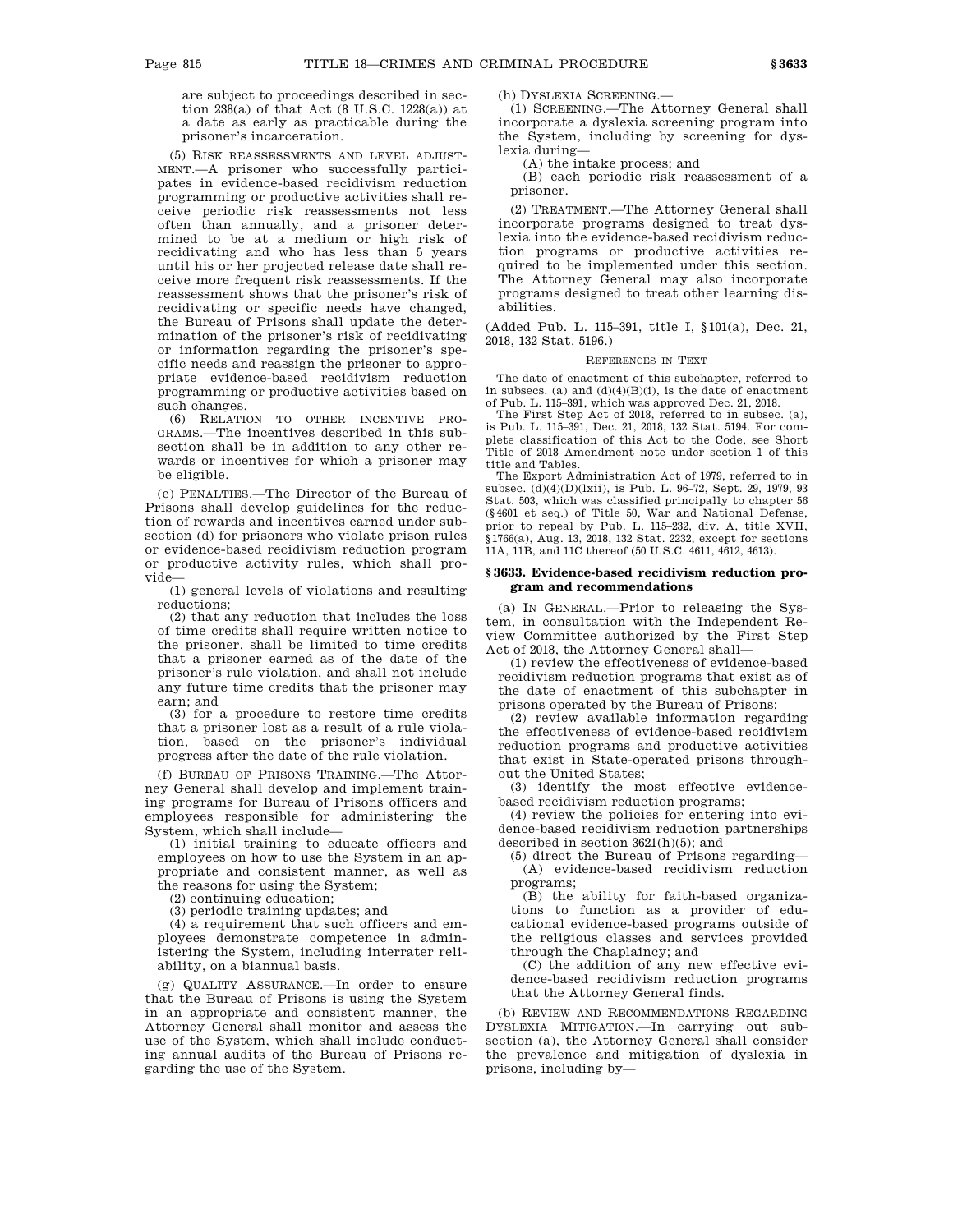are subject to proceedings described in section 238(a) of that Act (8 U.S.C. 1228(a)) at a date as early as practicable during the prisoner's incarceration.

(5) RISK REASSESSMENTS AND LEVEL ADJUSTMENT.—A prisoner who successfully participates in evidence-based recidivism reduction programming or productive activities shall receive periodic risk reassessments not less often than annually, and a prisoner determined to be at a medium or high risk of recidivating and who has less than 5 years until his or her projected release date shall receive more frequent risk reassessments. If the reassessment shows that the prisoner's risk of recidivating or specific needs have changed, the Bureau of Prisons shall update the determination of the prisoner's risk of recidivating or information regarding the prisoner's specific needs and reassign the prisoner to appropriate evidence-based recidivism reduction programming or productive activities based on such changes.

(6) RELATION TO OTHER INCENTIVE PROGRAMS.—The incentives described in this subsection shall be in addition to any other rewards or incentives for which a prisoner may be eligible.

(e) PENALTIES.—The Director of the Bureau of Prisons shall develop guidelines for the reduction of rewards and incentives earned under subsection (d) for prisoners who violate prison rules or evidence-based recidivism reduction program or productive activity rules, which shall provide—

(1) general levels of violations and resulting reductions;

(2) that any reduction that includes the loss of time credits shall require written notice to the prisoner, shall be limited to time credits that a prisoner earned as of the date of the prisoner's rule violation, and shall not include any future time credits that the prisoner may earn; and

(3) for a procedure to restore time credits that a prisoner lost as a result of a rule violation, based on the prisoner's individual progress after the date of the rule violation.

(f) BUREAU OF PRISONS TRAINING.—The Attorney General shall develop and implement training programs for Bureau of Prisons officers and employees responsible for administering the System, which shall include—

(1) initial training to educate officers and employees on how to use the System in an appropriate and consistent manner, as well as the reasons for using the System;

(2) continuing education;

(3) periodic training updates; and

(4) a requirement that such officers and employees demonstrate competence in administering the System, including interrater reliability, on a biannual basis.

(g) QUALITY ASSURANCE.—In order to ensure that the Bureau of Prisons is using the System in an appropriate and consistent manner, the Attorney General shall monitor and assess the use of the System, which shall include conducting annual audits of the Bureau of Prisons regarding the use of the System.

(h) DYSLEXIA SCREENING.—

(1) SCREENING.—The Attorney General shall incorporate a dyslexia screening program into the System, including by screening for dyslexia during—

(A) the intake process; and

(B) each periodic risk reassessment of a prisoner.

(2) TREATMENT.—The Attorney General shall incorporate programs designed to treat dyslexia into the evidence-based recidivism reduction programs or productive activities required to be implemented under this section. The Attorney General may also incorporate programs designed to treat other learning disabilities.

(Added Pub. L. 115–391, title I, §101(a), Dec. 21, 2018, 132 Stat. 5196.)

REFERENCES IN TEXT

The date of enactment of this subchapter, referred to in subsecs. (a) and (d)(4)(B)(i), is the date of enactment of Pub. L. 115–391, which was approved Dec. 21, 2018.

The First Step Act of 2018, referred to in subsec. (a), is Pub. L. 115–391, Dec. 21, 2018, 132 Stat. 5194. For complete classification of this Act to the Code, see Short Title of 2018 Amendment note under section 1 of this title and Tables.

The Export Administration Act of 1979, referred to in subsec. (d)(4)(D)(lxii), is Pub. L. 96–72, Sept. 29, 1979, 93 Stat. 503, which was classified principally to chapter 56 (§4601 et seq.) of Title 50, War and National Defense, prior to repeal by Pub. L. 115–232, div. A, title XVII, §1766(a), Aug. 13, 2018, 132 Stat. 2232, except for sections 11A, 11B, and 11C thereof (50 U.S.C. 4611, 4612, 4613).

### §3633. Evidence-based recidivism reduction program and recommendations

(a) IN GENERAL.—Prior to releasing the System, in consultation with the Independent Review Committee authorized by the First Step Act of 2018, the Attorney General shall—

(1) review the effectiveness of evidence-based recidivism reduction programs that exist as of the date of enactment of this subchapter in prisons operated by the Bureau of Prisons;

(2) review available information regarding the effectiveness of evidence-based recidivism reduction programs and productive activities that exist in State-operated prisons throughout the United States;

(3) identify the most effective evidence-based recidivism reduction programs;

(4) review the policies for entering into evidence-based recidivism reduction partnerships described in section 3621(h)(5); and

(5) direct the Bureau of Prisons regarding—

(A) evidence-based recidivism reduction programs;

(B) the ability for faith-based organizations to function as a provider of educational evidence-based programs outside of the religious classes and services provided through the Chaplaincy; and

(C) the addition of any new effective evidence-based recidivism reduction programs that the Attorney General finds.

(b) REVIEW AND RECOMMENDATIONS REGARDING DYSLEXIA MITIGATION.—In carrying out subsection (a), the Attorney General shall consider the prevalence and mitigation of dyslexia in prisons, including by—